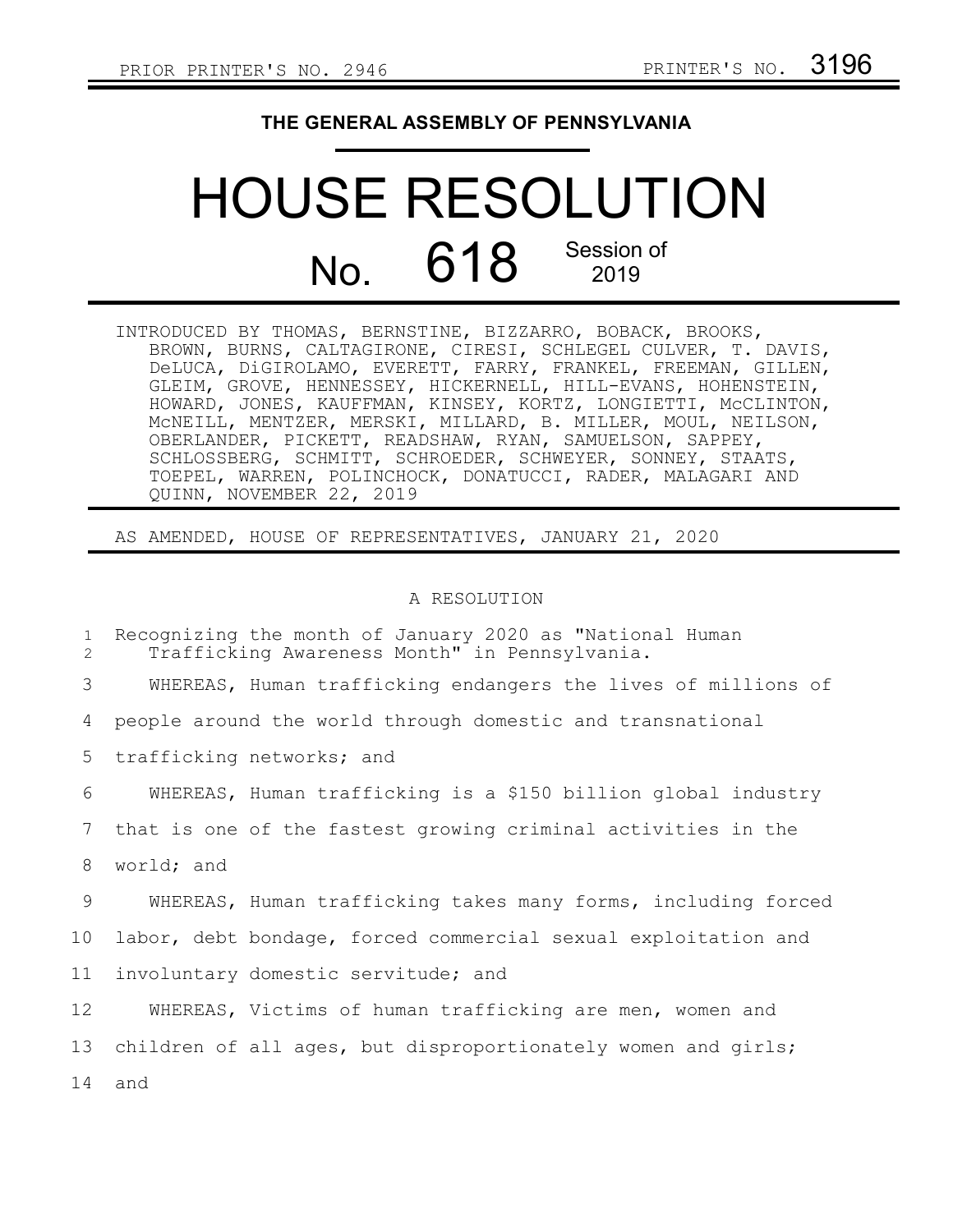PRIOR PRINTER'S NO. 2946 PRINTER'S NO. 3196

**THE GENERAL ASSEMBLY OF PENNSYLVANIA**

# HOUSE RESOLUTION

## No. 618 Session of 2019

INTRODUCED BY THOMAS, BERNSTINE, BIZZARRO, BOBACK, BROOKS, BROWN, BURNS, CALTAGIRONE, CIRESI, SCHLEGEL CULVER, T. DAVIS, DeLUCA, DiGIROLAMO, EVERETT, FARRY, FRANKEL, FREEMAN, GILLEN, GLEIM, GROVE, HENNESSEY, HICKERNELL, HILL-EVANS, HOHENSTEIN, HOWARD, JONES, KAUFFMAN, KINSEY, KORTZ, LONGIETTI, McCLINTON, McNEILL, MENTZER, MERSKI, MILLARD, B. MILLER, MOUL, NEILSON, OBERLANDER, PICKETT, READSHAW, RYAN, SAMUELSON, SAPPEY, SCHLOSSBERG, SCHMITT, SCHROEDER, SCHWEYER, SONNEY, STAATS, TOEPEL, WARREN, POLINCHOCK, DONATUCCI, RADER, MALAGARI AND QUINN, NOVEMBER 22, 2019

AS AMENDED, HOUSE OF REPRESENTATIVES, JANUARY 21, 2020

A RESOLUTION

Recognizing the month of January 2020 as "National Human Trafficking Awareness Month" in Pennsylvania.

WHEREAS, Human trafficking endangers the lives of millions of people around the world through domestic and transnational trafficking networks; and

WHEREAS, Human trafficking is a $150 billion global industry that is one of the fastest growing criminal activities in the world; and

WHEREAS, Human trafficking takes many forms, including forced labor, debt bondage, forced commercial sexual exploitation and involuntary domestic servitude; and

WHEREAS, Victims of human trafficking are men, women and children of all ages, but disproportionately women and girls; and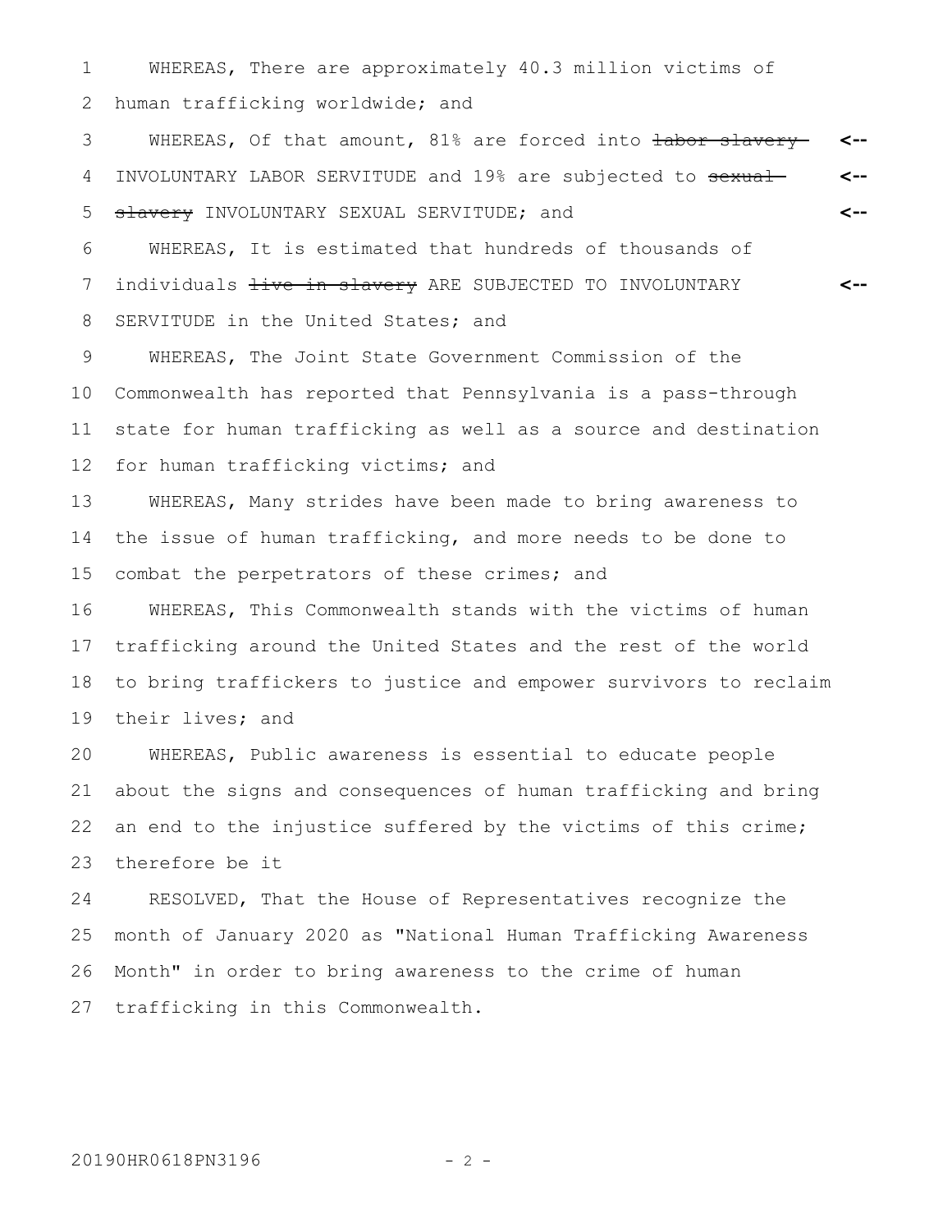WHEREAS, There are approximately 40.3 million victims of human trafficking worldwide; and

WHEREAS, Of that amount, 81% are forced into ~~labor slavery~~ INVOLUNTARY LABOR SERVITUDE and 19% are subjected to ~~sexual slavery~~ INVOLUNTARY SEXUAL SERVITUDE; and

WHEREAS, It is estimated that hundreds of thousands of individuals ~~live in slavery~~ ARE SUBJECTED TO INVOLUNTARY SERVITUDE in the United States; and

WHEREAS, The Joint State Government Commission of the Commonwealth has reported that Pennsylvania is a pass-through state for human trafficking as well as a source and destination for human trafficking victims; and

WHEREAS, Many strides have been made to bring awareness to the issue of human trafficking, and more needs to be done to combat the perpetrators of these crimes; and

WHEREAS, This Commonwealth stands with the victims of human trafficking around the United States and the rest of the world to bring traffickers to justice and empower survivors to reclaim their lives; and

WHEREAS, Public awareness is essential to educate people about the signs and consequences of human trafficking and bring an end to the injustice suffered by the victims of this crime; therefore be it

RESOLVED, That the House of Representatives recognize the month of January 2020 as "National Human Trafficking Awareness Month" in order to bring awareness to the crime of human trafficking in this Commonwealth.